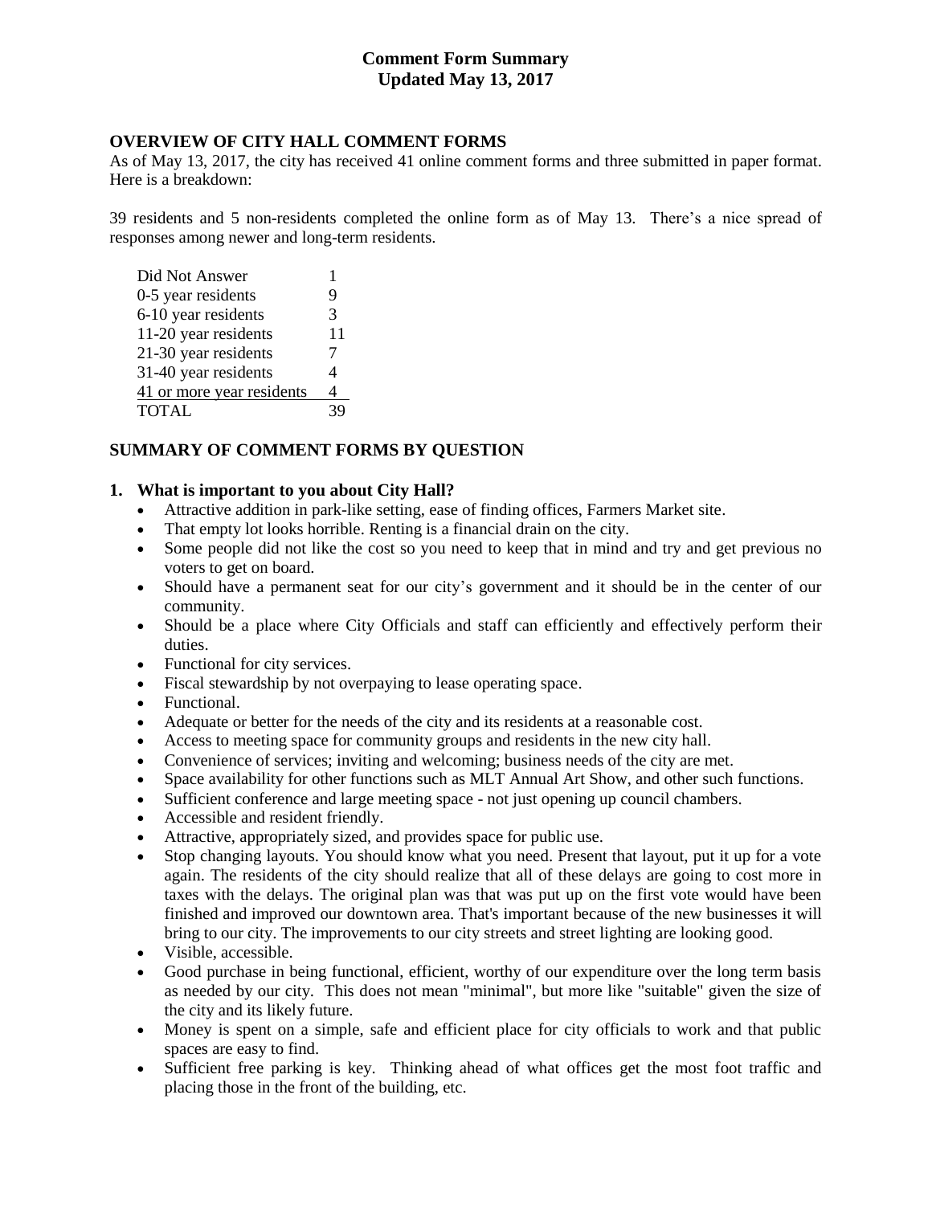# Comment Form Summary
# Updated May 13, 2017

## OVERVIEW OF CITY HALL COMMENT FORMS

As of May 13, 2017, the city has received 41 online comment forms and three submitted in paper format. Here is a breakdown:

39 residents and 5 non-residents completed the online form as of May 13. There's a nice spread of responses among newer and long-term residents.

| | |
|---|---|
| Did Not Answer | 1 |
| 0-5 year residents | 9 |
| 6-10 year residents | 3 |
| 11-20 year residents | 11 |
| 21-30 year residents | 7 |
| 31-40 year residents | 4 |
| 41 or more year residents | 4 |
| TOTAL | 39 |

## SUMMARY OF COMMENT FORMS BY QUESTION

### 1. What is important to you about City Hall?

- Attractive addition in park-like setting, ease of finding offices, Farmers Market site.
- That empty lot looks horrible. Renting is a financial drain on the city.
- Some people did not like the cost so you need to keep that in mind and try and get previous no voters to get on board.
- Should have a permanent seat for our city's government and it should be in the center of our community.
- Should be a place where City Officials and staff can efficiently and effectively perform their duties.
- Functional for city services.
- Fiscal stewardship by not overpaying to lease operating space.
- Functional.
- Adequate or better for the needs of the city and its residents at a reasonable cost.
- Access to meeting space for community groups and residents in the new city hall.
- Convenience of services; inviting and welcoming; business needs of the city are met.
- Space availability for other functions such as MLT Annual Art Show, and other such functions.
- Sufficient conference and large meeting space - not just opening up council chambers.
- Accessible and resident friendly.
- Attractive, appropriately sized, and provides space for public use.
- Stop changing layouts. You should know what you need. Present that layout, put it up for a vote again. The residents of the city should realize that all of these delays are going to cost more in taxes with the delays. The original plan was that was put up on the first vote would have been finished and improved our downtown area. That's important because of the new businesses it will bring to our city. The improvements to our city streets and street lighting are looking good.
- Visible, accessible.
- Good purchase in being functional, efficient, worthy of our expenditure over the long term basis as needed by our city. This does not mean "minimal", but more like "suitable" given the size of the city and its likely future.
- Money is spent on a simple, safe and efficient place for city officials to work and that public spaces are easy to find.
- Sufficient free parking is key. Thinking ahead of what offices get the most foot traffic and placing those in the front of the building, etc.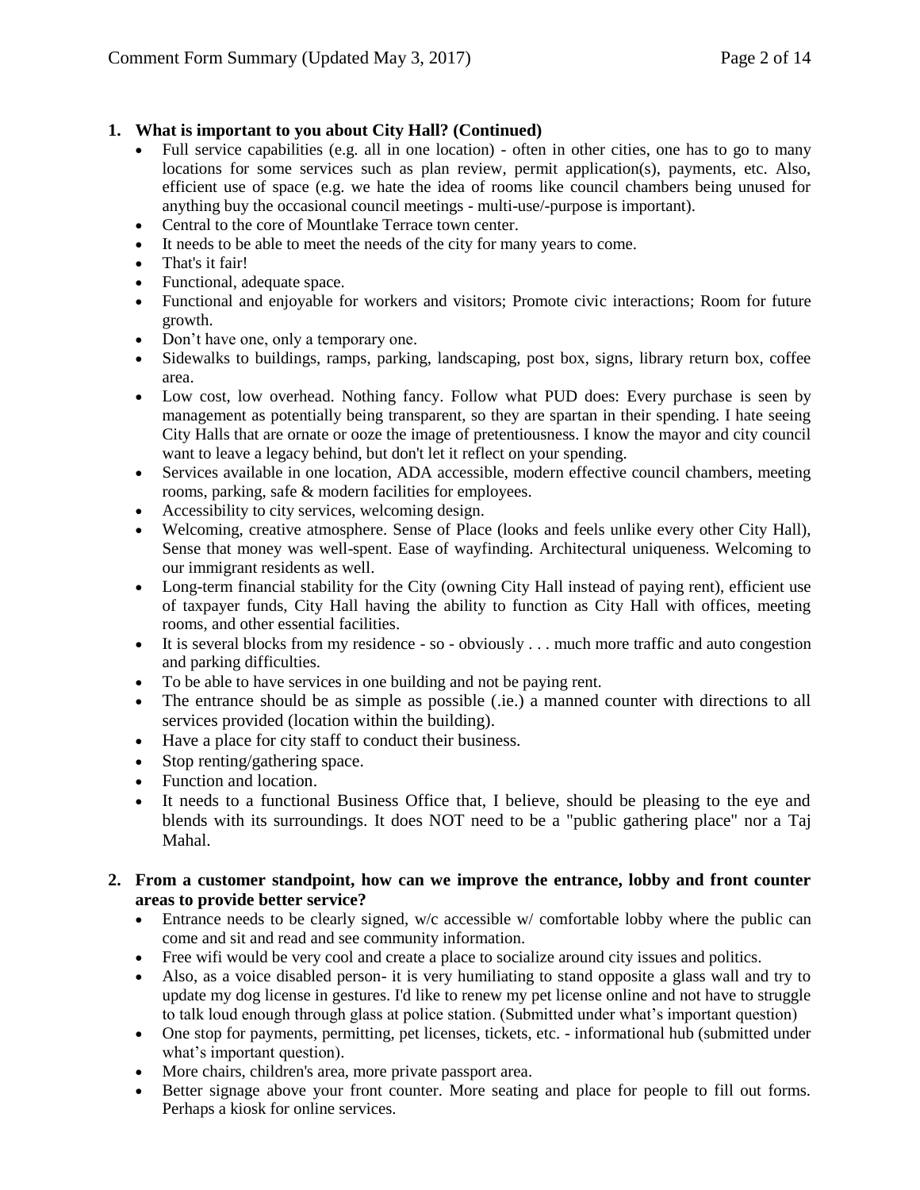1. **What is important to you about City Hall? (Continued)**
   - Full service capabilities (e.g. all in one location) - often in other cities, one has to go to many locations for some services such as plan review, permit application(s), payments, etc. Also, efficient use of space (e.g. we hate the idea of rooms like council chambers being unused for anything buy the occasional council meetings - multi-use/-purpose is important).
   - Central to the core of Mountlake Terrace town center.
   - It needs to be able to meet the needs of the city for many years to come.
   - That's it fair!
   - Functional, adequate space.
   - Functional and enjoyable for workers and visitors; Promote civic interactions; Room for future growth.
   - Don't have one, only a temporary one.
   - Sidewalks to buildings, ramps, parking, landscaping, post box, signs, library return box, coffee area.
   - Low cost, low overhead. Nothing fancy. Follow what PUD does: Every purchase is seen by management as potentially being transparent, so they are spartan in their spending. I hate seeing City Halls that are ornate or ooze the image of pretentiousness. I know the mayor and city council want to leave a legacy behind, but don't let it reflect on your spending.
   - Services available in one location, ADA accessible, modern effective council chambers, meeting rooms, parking, safe & modern facilities for employees.
   - Accessibility to city services, welcoming design.
   - Welcoming, creative atmosphere. Sense of Place (looks and feels unlike every other City Hall), Sense that money was well-spent. Ease of wayfinding. Architectural uniqueness. Welcoming to our immigrant residents as well.
   - Long-term financial stability for the City (owning City Hall instead of paying rent), efficient use of taxpayer funds, City Hall having the ability to function as City Hall with offices, meeting rooms, and other essential facilities.
   - It is several blocks from my residence - so - obviously . . . much more traffic and auto congestion and parking difficulties.
   - To be able to have services in one building and not be paying rent.
   - The entrance should be as simple as possible (.ie.) a manned counter with directions to all services provided (location within the building).
   - Have a place for city staff to conduct their business.
   - Stop renting/gathering space.
   - Function and location.
   - It needs to a functional Business Office that, I believe, should be pleasing to the eye and blends with its surroundings. It does NOT need to be a "public gathering place" nor a Taj Mahal.

2. **From a customer standpoint, how can we improve the entrance, lobby and front counter areas to provide better service?**
   - Entrance needs to be clearly signed, w/c accessible w/ comfortable lobby where the public can come and sit and read and see community information.
   - Free wifi would be very cool and create a place to socialize around city issues and politics.
   - Also, as a voice disabled person- it is very humiliating to stand opposite a glass wall and try to update my dog license in gestures. I'd like to renew my pet license online and not have to struggle to talk loud enough through glass at police station. (Submitted under what's important question)
   - One stop for payments, permitting, pet licenses, tickets, etc. - informational hub (submitted under what's important question).
   - More chairs, children's area, more private passport area.
   - Better signage above your front counter. More seating and place for people to fill out forms. Perhaps a kiosk for online services.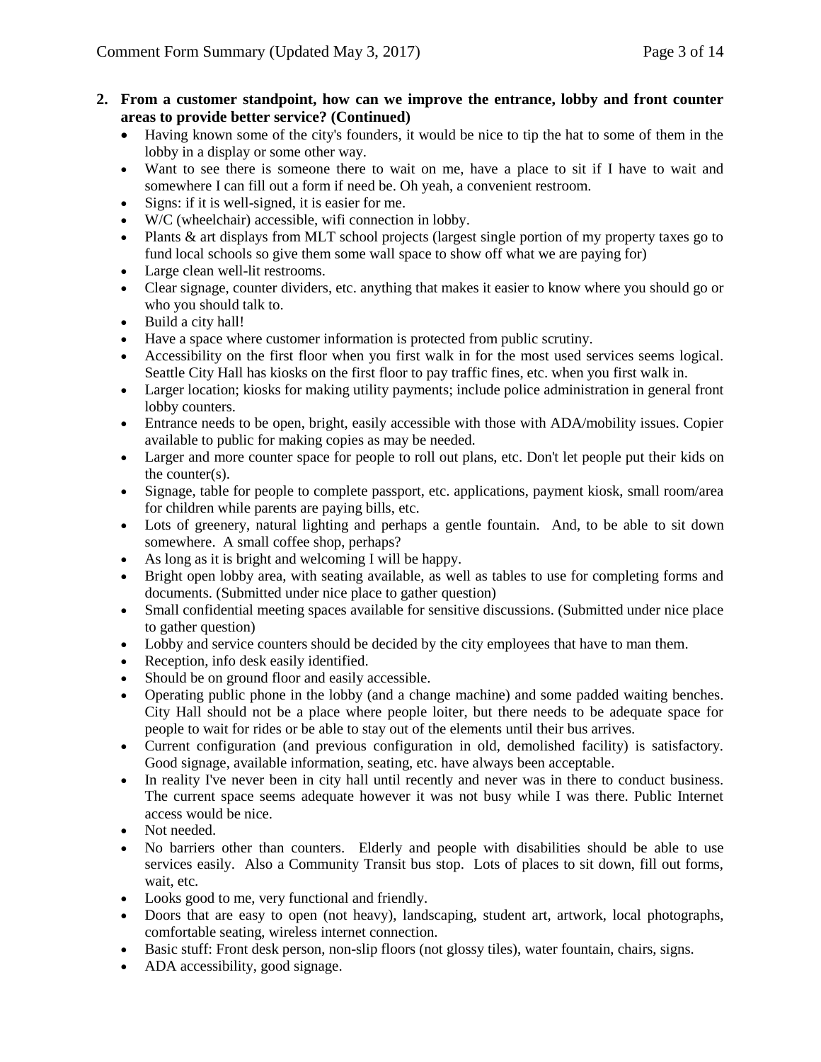**2. From a customer standpoint, how can we improve the entrance, lobby and front counter areas to provide better service? (Continued)**

- Having known some of the city's founders, it would be nice to tip the hat to some of them in the lobby in a display or some other way.
- Want to see there is someone there to wait on me, have a place to sit if I have to wait and somewhere I can fill out a form if need be. Oh yeah, a convenient restroom.
- Signs: if it is well-signed, it is easier for me.
- W/C (wheelchair) accessible, wifi connection in lobby.
- Plants & art displays from MLT school projects (largest single portion of my property taxes go to fund local schools so give them some wall space to show off what we are paying for)
- Large clean well-lit restrooms.
- Clear signage, counter dividers, etc. anything that makes it easier to know where you should go or who you should talk to.
- Build a city hall!
- Have a space where customer information is protected from public scrutiny.
- Accessibility on the first floor when you first walk in for the most used services seems logical. Seattle City Hall has kiosks on the first floor to pay traffic fines, etc. when you first walk in.
- Larger location; kiosks for making utility payments; include police administration in general front lobby counters.
- Entrance needs to be open, bright, easily accessible with those with ADA/mobility issues. Copier available to public for making copies as may be needed.
- Larger and more counter space for people to roll out plans, etc. Don't let people put their kids on the counter(s).
- Signage, table for people to complete passport, etc. applications, payment kiosk, small room/area for children while parents are paying bills, etc.
- Lots of greenery, natural lighting and perhaps a gentle fountain. And, to be able to sit down somewhere. A small coffee shop, perhaps?
- As long as it is bright and welcoming I will be happy.
- Bright open lobby area, with seating available, as well as tables to use for completing forms and documents. (Submitted under nice place to gather question)
- Small confidential meeting spaces available for sensitive discussions. (Submitted under nice place to gather question)
- Lobby and service counters should be decided by the city employees that have to man them.
- Reception, info desk easily identified.
- Should be on ground floor and easily accessible.
- Operating public phone in the lobby (and a change machine) and some padded waiting benches. City Hall should not be a place where people loiter, but there needs to be adequate space for people to wait for rides or be able to stay out of the elements until their bus arrives.
- Current configuration (and previous configuration in old, demolished facility) is satisfactory. Good signage, available information, seating, etc. have always been acceptable.
- In reality I've never been in city hall until recently and never was in there to conduct business. The current space seems adequate however it was not busy while I was there. Public Internet access would be nice.
- Not needed.
- No barriers other than counters. Elderly and people with disabilities should be able to use services easily. Also a Community Transit bus stop. Lots of places to sit down, fill out forms, wait, etc.
- Looks good to me, very functional and friendly.
- Doors that are easy to open (not heavy), landscaping, student art, artwork, local photographs, comfortable seating, wireless internet connection.
- Basic stuff: Front desk person, non-slip floors (not glossy tiles), water fountain, chairs, signs.
- ADA accessibility, good signage.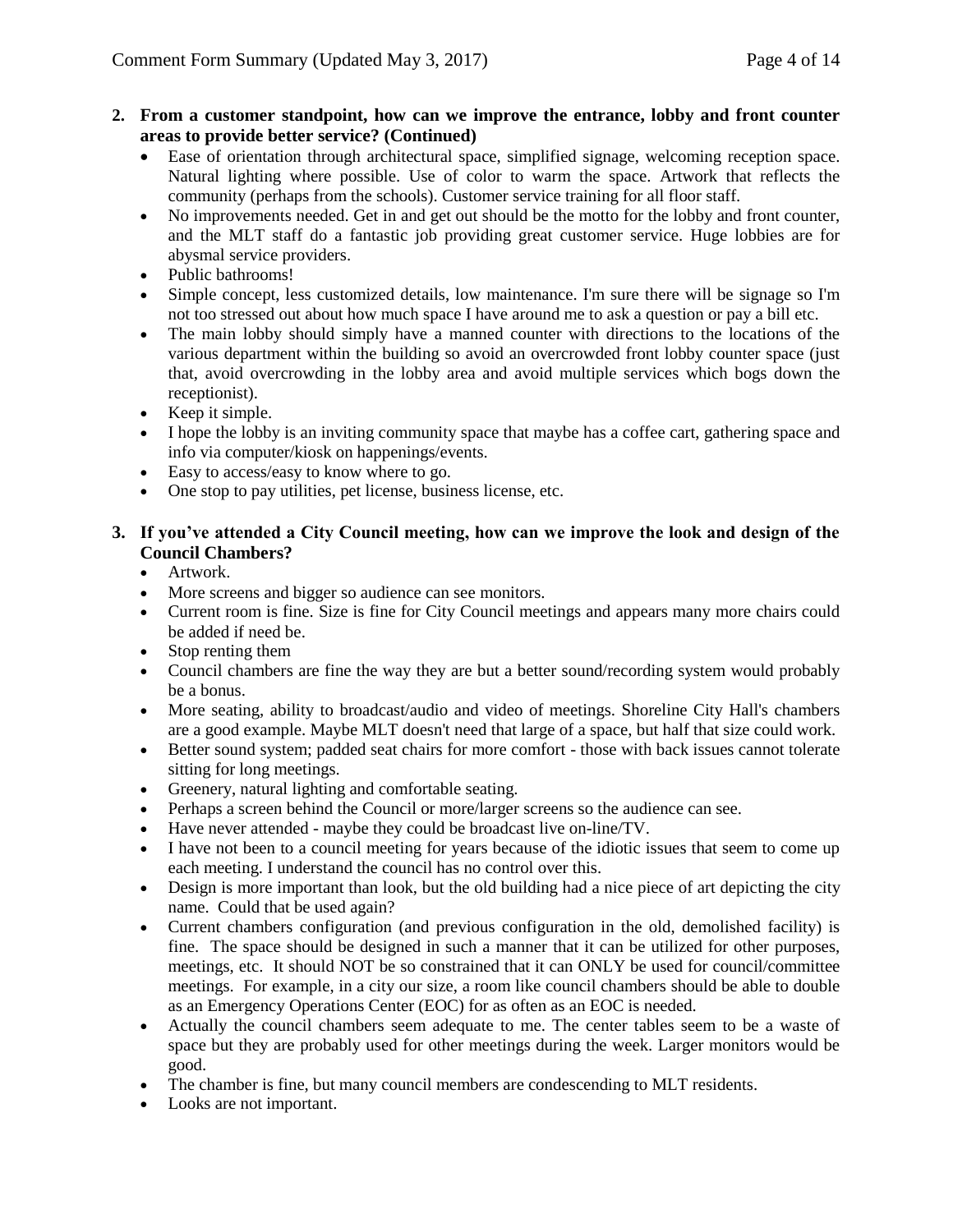2. **From a customer standpoint, how can we improve the entrance, lobby and front counter areas to provide better service? (Continued)**
   - Ease of orientation through architectural space, simplified signage, welcoming reception space. Natural lighting where possible. Use of color to warm the space. Artwork that reflects the community (perhaps from the schools). Customer service training for all floor staff.
   - No improvements needed. Get in and get out should be the motto for the lobby and front counter, and the MLT staff do a fantastic job providing great customer service. Huge lobbies are for abysmal service providers.
   - Public bathrooms!
   - Simple concept, less customized details, low maintenance. I'm sure there will be signage so I'm not too stressed out about how much space I have around me to ask a question or pay a bill etc.
   - The main lobby should simply have a manned counter with directions to the locations of the various department within the building so avoid an overcrowded front lobby counter space (just that, avoid overcrowding in the lobby area and avoid multiple services which bogs down the receptionist).
   - Keep it simple.
   - I hope the lobby is an inviting community space that maybe has a coffee cart, gathering space and info via computer/kiosk on happenings/events.
   - Easy to access/easy to know where to go.
   - One stop to pay utilities, pet license, business license, etc.

3. **If you've attended a City Council meeting, how can we improve the look and design of the Council Chambers?**
   - Artwork.
   - More screens and bigger so audience can see monitors.
   - Current room is fine. Size is fine for City Council meetings and appears many more chairs could be added if need be.
   - Stop renting them
   - Council chambers are fine the way they are but a better sound/recording system would probably be a bonus.
   - More seating, ability to broadcast/audio and video of meetings. Shoreline City Hall's chambers are a good example. Maybe MLT doesn't need that large of a space, but half that size could work.
   - Better sound system; padded seat chairs for more comfort - those with back issues cannot tolerate sitting for long meetings.
   - Greenery, natural lighting and comfortable seating.
   - Perhaps a screen behind the Council or more/larger screens so the audience can see.
   - Have never attended - maybe they could be broadcast live on-line/TV.
   - I have not been to a council meeting for years because of the idiotic issues that seem to come up each meeting. I understand the council has no control over this.
   - Design is more important than look, but the old building had a nice piece of art depicting the city name. Could that be used again?
   - Current chambers configuration (and previous configuration in the old, demolished facility) is fine. The space should be designed in such a manner that it can be utilized for other purposes, meetings, etc. It should NOT be so constrained that it can ONLY be used for council/committee meetings. For example, in a city our size, a room like council chambers should be able to double as an Emergency Operations Center (EOC) for as often as an EOC is needed.
   - Actually the council chambers seem adequate to me. The center tables seem to be a waste of space but they are probably used for other meetings during the week. Larger monitors would be good.
   - The chamber is fine, but many council members are condescending to MLT residents.
   - Looks are not important.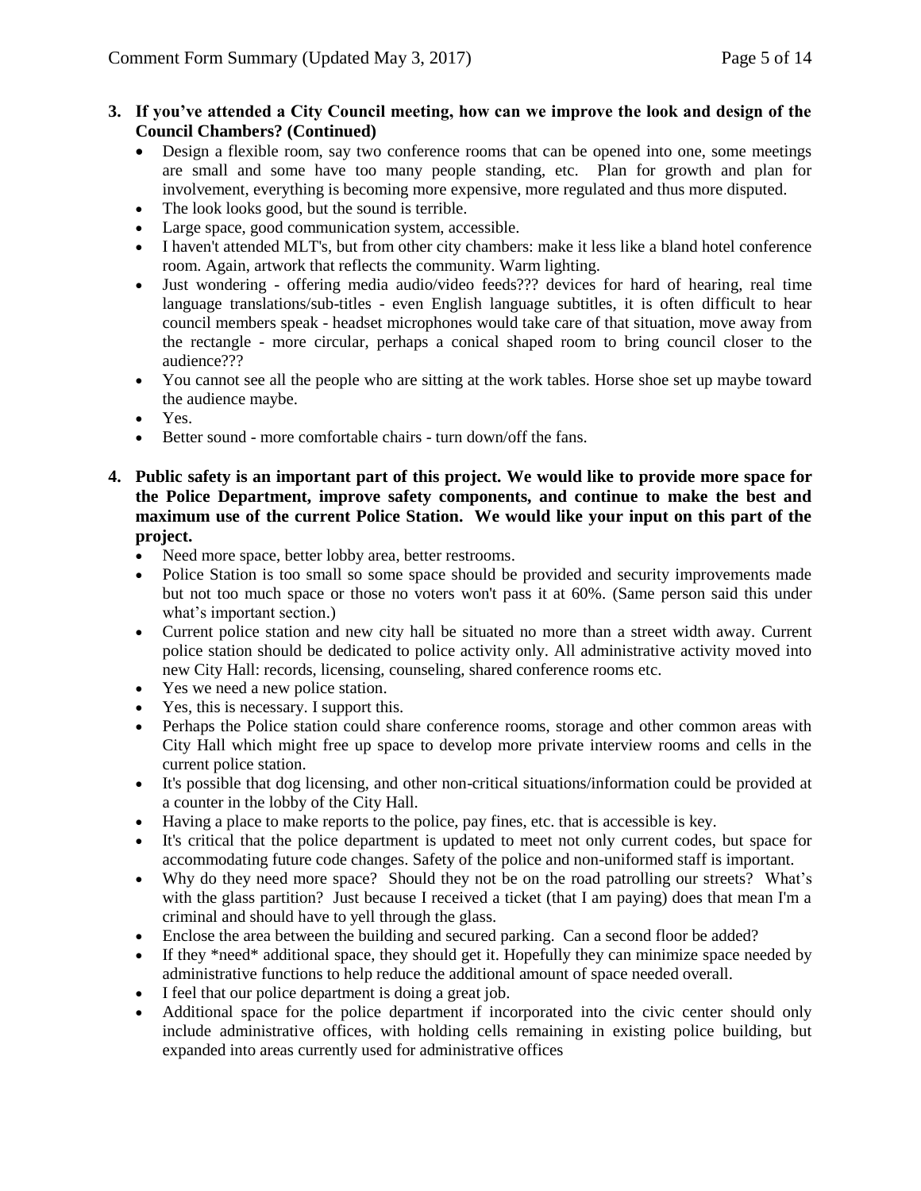**3. If you've attended a City Council meeting, how can we improve the look and design of the Council Chambers? (Continued)**

- Design a flexible room, say two conference rooms that can be opened into one, some meetings are small and some have too many people standing, etc. Plan for growth and plan for involvement, everything is becoming more expensive, more regulated and thus more disputed.
- The look looks good, but the sound is terrible.
- Large space, good communication system, accessible.
- I haven't attended MLT's, but from other city chambers: make it less like a bland hotel conference room. Again, artwork that reflects the community. Warm lighting.
- Just wondering - offering media audio/video feeds??? devices for hard of hearing, real time language translations/sub-titles - even English language subtitles, it is often difficult to hear council members speak - headset microphones would take care of that situation, move away from the rectangle - more circular, perhaps a conical shaped room to bring council closer to the audience???
- You cannot see all the people who are sitting at the work tables. Horse shoe set up maybe toward the audience maybe.
- Yes.
- Better sound - more comfortable chairs - turn down/off the fans.

**4. Public safety is an important part of this project. We would like to provide more space for the Police Department, improve safety components, and continue to make the best and maximum use of the current Police Station. We would like your input on this part of the project.**

- Need more space, better lobby area, better restrooms.
- Police Station is too small so some space should be provided and security improvements made but not too much space or those no voters won't pass it at 60%. (Same person said this under what's important section.)
- Current police station and new city hall be situated no more than a street width away. Current police station should be dedicated to police activity only. All administrative activity moved into new City Hall: records, licensing, counseling, shared conference rooms etc.
- Yes we need a new police station.
- Yes, this is necessary. I support this.
- Perhaps the Police station could share conference rooms, storage and other common areas with City Hall which might free up space to develop more private interview rooms and cells in the current police station.
- It's possible that dog licensing, and other non-critical situations/information could be provided at a counter in the lobby of the City Hall.
- Having a place to make reports to the police, pay fines, etc. that is accessible is key.
- It's critical that the police department is updated to meet not only current codes, but space for accommodating future code changes. Safety of the police and non-uniformed staff is important.
- Why do they need more space? Should they not be on the road patrolling our streets? What's with the glass partition? Just because I received a ticket (that I am paying) does that mean I'm a criminal and should have to yell through the glass.
- Enclose the area between the building and secured parking. Can a second floor be added?
- If they *need* additional space, they should get it. Hopefully they can minimize space needed by administrative functions to help reduce the additional amount of space needed overall.
- I feel that our police department is doing a great job.
- Additional space for the police department if incorporated into the civic center should only include administrative offices, with holding cells remaining in existing police building, but expanded into areas currently used for administrative offices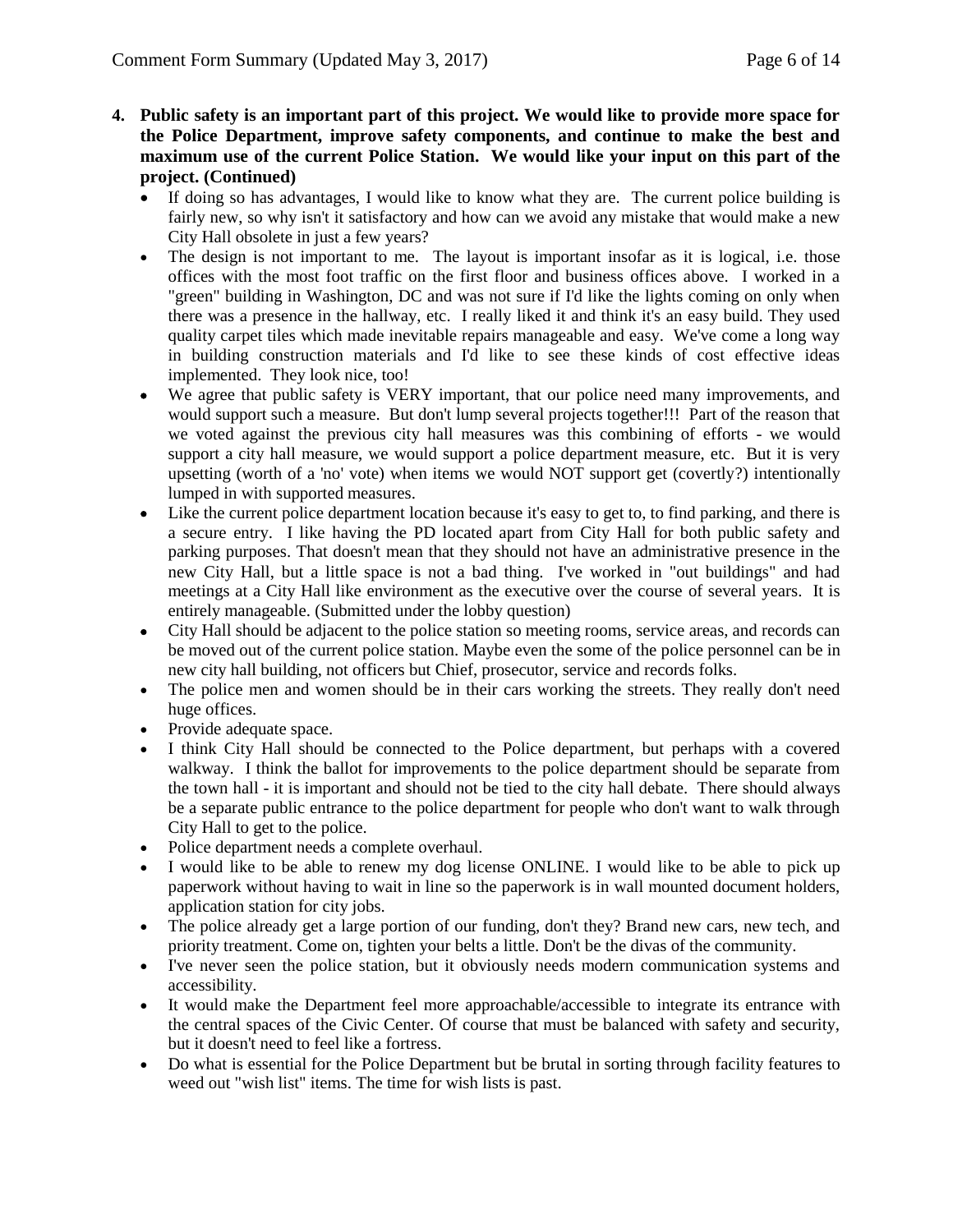**4. Public safety is an important part of this project. We would like to provide more space for the Police Department, improve safety components, and continue to make the best and maximum use of the current Police Station. We would like your input on this part of the project. (Continued)**

- If doing so has advantages, I would like to know what they are. The current police building is fairly new, so why isn't it satisfactory and how can we avoid any mistake that would make a new City Hall obsolete in just a few years?
- The design is not important to me. The layout is important insofar as it is logical, i.e. those offices with the most foot traffic on the first floor and business offices above. I worked in a "green" building in Washington, DC and was not sure if I'd like the lights coming on only when there was a presence in the hallway, etc. I really liked it and think it's an easy build. They used quality carpet tiles which made inevitable repairs manageable and easy. We've come a long way in building construction materials and I'd like to see these kinds of cost effective ideas implemented. They look nice, too!
- We agree that public safety is VERY important, that our police need many improvements, and would support such a measure. But don't lump several projects together!!! Part of the reason that we voted against the previous city hall measures was this combining of efforts - we would support a city hall measure, we would support a police department measure, etc. But it is very upsetting (worth of a 'no' vote) when items we would NOT support get (covertly?) intentionally lumped in with supported measures.
- Like the current police department location because it's easy to get to, to find parking, and there is a secure entry. I like having the PD located apart from City Hall for both public safety and parking purposes. That doesn't mean that they should not have an administrative presence in the new City Hall, but a little space is not a bad thing. I've worked in "out buildings" and had meetings at a City Hall like environment as the executive over the course of several years. It is entirely manageable. (Submitted under the lobby question)
- City Hall should be adjacent to the police station so meeting rooms, service areas, and records can be moved out of the current police station. Maybe even the some of the police personnel can be in new city hall building, not officers but Chief, prosecutor, service and records folks.
- The police men and women should be in their cars working the streets. They really don't need huge offices.
- Provide adequate space.
- I think City Hall should be connected to the Police department, but perhaps with a covered walkway. I think the ballot for improvements to the police department should be separate from the town hall - it is important and should not be tied to the city hall debate. There should always be a separate public entrance to the police department for people who don't want to walk through City Hall to get to the police.
- Police department needs a complete overhaul.
- I would like to be able to renew my dog license ONLINE. I would like to be able to pick up paperwork without having to wait in line so the paperwork is in wall mounted document holders, application station for city jobs.
- The police already get a large portion of our funding, don't they? Brand new cars, new tech, and priority treatment. Come on, tighten your belts a little. Don't be the divas of the community.
- I've never seen the police station, but it obviously needs modern communication systems and accessibility.
- It would make the Department feel more approachable/accessible to integrate its entrance with the central spaces of the Civic Center. Of course that must be balanced with safety and security, but it doesn't need to feel like a fortress.
- Do what is essential for the Police Department but be brutal in sorting through facility features to weed out "wish list" items. The time for wish lists is past.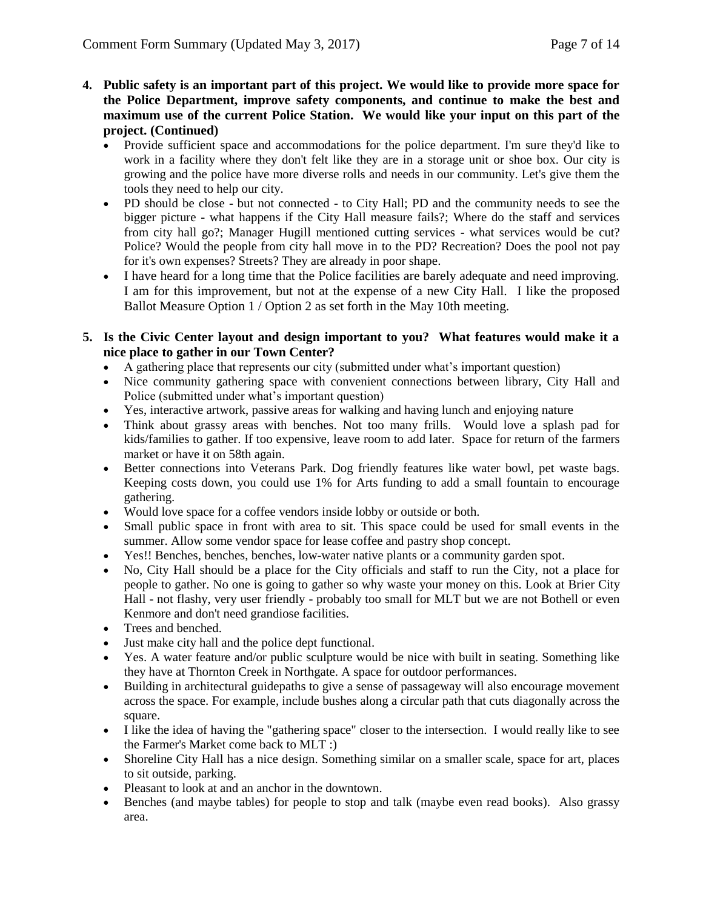4. **Public safety is an important part of this project. We would like to provide more space for the Police Department, improve safety components, and continue to make the best and maximum use of the current Police Station. We would like your input on this part of the project. (Continued)**
   - Provide sufficient space and accommodations for the police department. I'm sure they'd like to work in a facility where they don't felt like they are in a storage unit or shoe box. Our city is growing and the police have more diverse rolls and needs in our community. Let's give them the tools they need to help our city.
   - PD should be close - but not connected - to City Hall; PD and the community needs to see the bigger picture - what happens if the City Hall measure fails?; Where do the staff and services from city hall go?; Manager Hugill mentioned cutting services - what services would be cut? Police? Would the people from city hall move in to the PD? Recreation? Does the pool not pay for it's own expenses? Streets? They are already in poor shape.
   - I have heard for a long time that the Police facilities are barely adequate and need improving. I am for this improvement, but not at the expense of a new City Hall. I like the proposed Ballot Measure Option 1 / Option 2 as set forth in the May 10th meeting.

5. **Is the Civic Center layout and design important to you? What features would make it a nice place to gather in our Town Center?**
   - A gathering place that represents our city (submitted under what's important question)
   - Nice community gathering space with convenient connections between library, City Hall and Police (submitted under what's important question)
   - Yes, interactive artwork, passive areas for walking and having lunch and enjoying nature
   - Think about grassy areas with benches. Not too many frills. Would love a splash pad for kids/families to gather. If too expensive, leave room to add later. Space for return of the farmers market or have it on 58th again.
   - Better connections into Veterans Park. Dog friendly features like water bowl, pet waste bags. Keeping costs down, you could use 1% for Arts funding to add a small fountain to encourage gathering.
   - Would love space for a coffee vendors inside lobby or outside or both.
   - Small public space in front with area to sit. This space could be used for small events in the summer. Allow some vendor space for lease coffee and pastry shop concept.
   - Yes!! Benches, benches, benches, low-water native plants or a community garden spot.
   - No, City Hall should be a place for the City officials and staff to run the City, not a place for people to gather. No one is going to gather so why waste your money on this. Look at Brier City Hall - not flashy, very user friendly - probably too small for MLT but we are not Bothell or even Kenmore and don't need grandiose facilities.
   - Trees and benched.
   - Just make city hall and the police dept functional.
   - Yes. A water feature and/or public sculpture would be nice with built in seating. Something like they have at Thornton Creek in Northgate. A space for outdoor performances.
   - Building in architectural guidepaths to give a sense of passageway will also encourage movement across the space. For example, include bushes along a circular path that cuts diagonally across the square.
   - I like the idea of having the "gathering space" closer to the intersection. I would really like to see the Farmer's Market come back to MLT :)
   - Shoreline City Hall has a nice design. Something similar on a smaller scale, space for art, places to sit outside, parking.
   - Pleasant to look at and an anchor in the downtown.
   - Benches (and maybe tables) for people to stop and talk (maybe even read books). Also grassy area.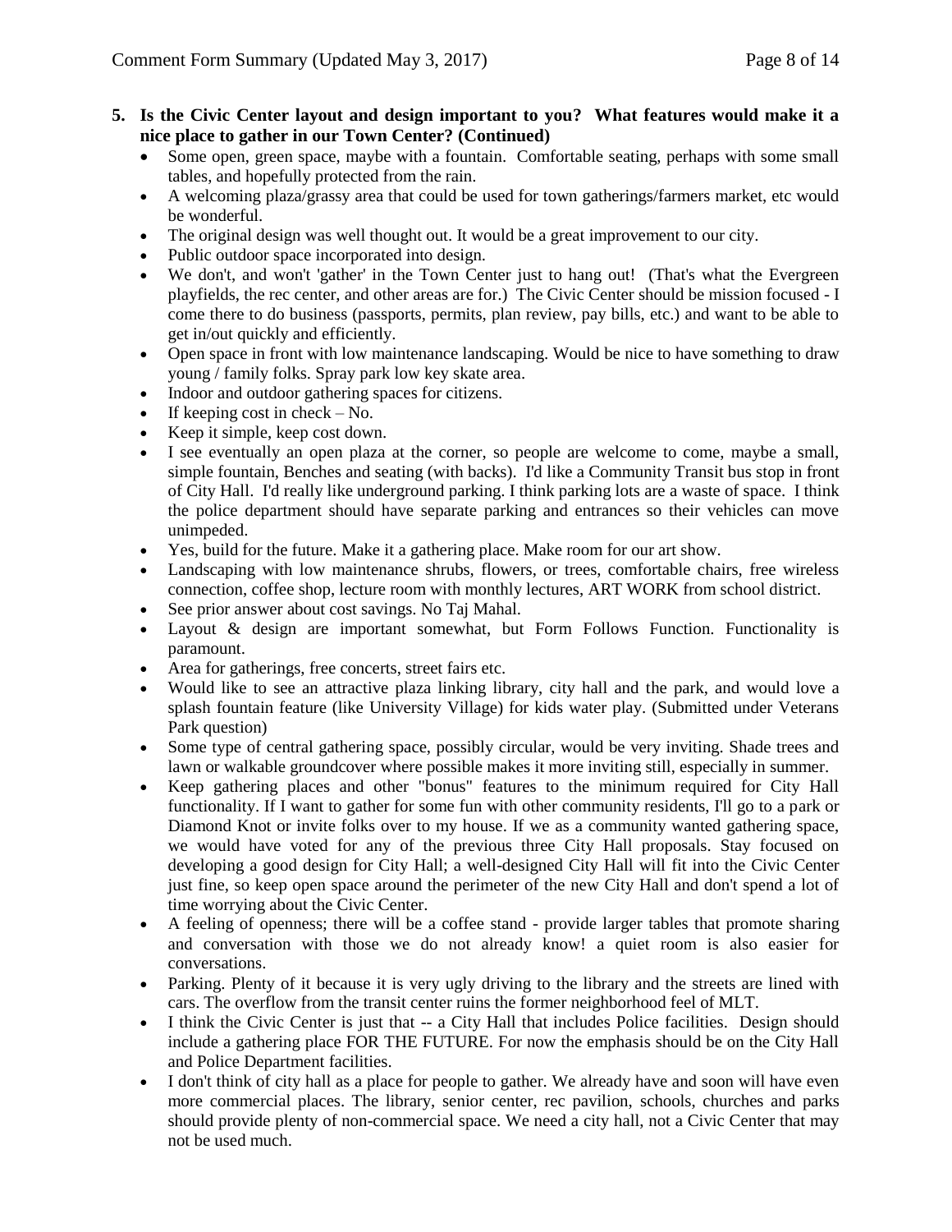**5. Is the Civic Center layout and design important to you? What features would make it a nice place to gather in our Town Center? (Continued)**

- Some open, green space, maybe with a fountain. Comfortable seating, perhaps with some small tables, and hopefully protected from the rain.
- A welcoming plaza/grassy area that could be used for town gatherings/farmers market, etc would be wonderful.
- The original design was well thought out. It would be a great improvement to our city.
- Public outdoor space incorporated into design.
- We don't, and won't 'gather' in the Town Center just to hang out! (That's what the Evergreen playfields, the rec center, and other areas are for.) The Civic Center should be mission focused - I come there to do business (passports, permits, plan review, pay bills, etc.) and want to be able to get in/out quickly and efficiently.
- Open space in front with low maintenance landscaping. Would be nice to have something to draw young / family folks. Spray park low key skate area.
- Indoor and outdoor gathering spaces for citizens.
- If keeping cost in check – No.
- Keep it simple, keep cost down.
- I see eventually an open plaza at the corner, so people are welcome to come, maybe a small, simple fountain, Benches and seating (with backs). I'd like a Community Transit bus stop in front of City Hall. I'd really like underground parking. I think parking lots are a waste of space. I think the police department should have separate parking and entrances so their vehicles can move unimpeded.
- Yes, build for the future. Make it a gathering place. Make room for our art show.
- Landscaping with low maintenance shrubs, flowers, or trees, comfortable chairs, free wireless connection, coffee shop, lecture room with monthly lectures, ART WORK from school district.
- See prior answer about cost savings. No Taj Mahal.
- Layout & design are important somewhat, but Form Follows Function. Functionality is paramount.
- Area for gatherings, free concerts, street fairs etc.
- Would like to see an attractive plaza linking library, city hall and the park, and would love a splash fountain feature (like University Village) for kids water play. (Submitted under Veterans Park question)
- Some type of central gathering space, possibly circular, would be very inviting. Shade trees and lawn or walkable groundcover where possible makes it more inviting still, especially in summer.
- Keep gathering places and other "bonus" features to the minimum required for City Hall functionality. If I want to gather for some fun with other community residents, I'll go to a park or Diamond Knot or invite folks over to my house. If we as a community wanted gathering space, we would have voted for any of the previous three City Hall proposals. Stay focused on developing a good design for City Hall; a well-designed City Hall will fit into the Civic Center just fine, so keep open space around the perimeter of the new City Hall and don't spend a lot of time worrying about the Civic Center.
- A feeling of openness; there will be a coffee stand - provide larger tables that promote sharing and conversation with those we do not already know! a quiet room is also easier for conversations.
- Parking. Plenty of it because it is very ugly driving to the library and the streets are lined with cars. The overflow from the transit center ruins the former neighborhood feel of MLT.
- I think the Civic Center is just that -- a City Hall that includes Police facilities. Design should include a gathering place FOR THE FUTURE. For now the emphasis should be on the City Hall and Police Department facilities.
- I don't think of city hall as a place for people to gather. We already have and soon will have even more commercial places. The library, senior center, rec pavilion, schools, churches and parks should provide plenty of non-commercial space. We need a city hall, not a Civic Center that may not be used much.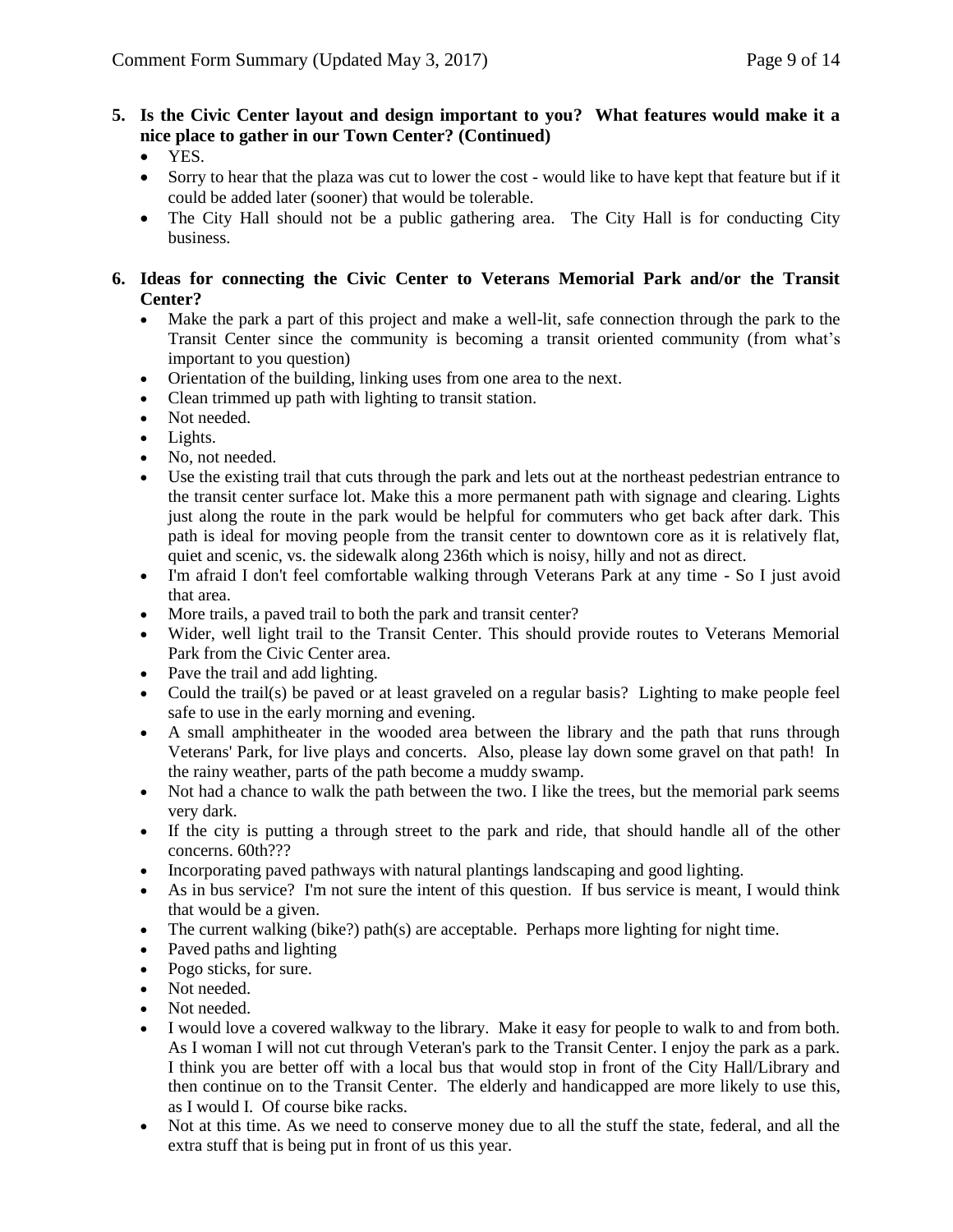**5. Is the Civic Center layout and design important to you? What features would make it a nice place to gather in our Town Center? (Continued)**

- YES.
- Sorry to hear that the plaza was cut to lower the cost - would like to have kept that feature but if it could be added later (sooner) that would be tolerable.
- The City Hall should not be a public gathering area. The City Hall is for conducting City business.

**6. Ideas for connecting the Civic Center to Veterans Memorial Park and/or the Transit Center?**

- Make the park a part of this project and make a well-lit, safe connection through the park to the Transit Center since the community is becoming a transit oriented community (from what's important to you question)
- Orientation of the building, linking uses from one area to the next.
- Clean trimmed up path with lighting to transit station.
- Not needed.
- Lights.
- No, not needed.
- Use the existing trail that cuts through the park and lets out at the northeast pedestrian entrance to the transit center surface lot. Make this a more permanent path with signage and clearing. Lights just along the route in the park would be helpful for commuters who get back after dark. This path is ideal for moving people from the transit center to downtown core as it is relatively flat, quiet and scenic, vs. the sidewalk along 236th which is noisy, hilly and not as direct.
- I'm afraid I don't feel comfortable walking through Veterans Park at any time - So I just avoid that area.
- More trails, a paved trail to both the park and transit center?
- Wider, well light trail to the Transit Center. This should provide routes to Veterans Memorial Park from the Civic Center area.
- Pave the trail and add lighting.
- Could the trail(s) be paved or at least graveled on a regular basis? Lighting to make people feel safe to use in the early morning and evening.
- A small amphitheater in the wooded area between the library and the path that runs through Veterans' Park, for live plays and concerts. Also, please lay down some gravel on that path! In the rainy weather, parts of the path become a muddy swamp.
- Not had a chance to walk the path between the two. I like the trees, but the memorial park seems very dark.
- If the city is putting a through street to the park and ride, that should handle all of the other concerns. 60th???
- Incorporating paved pathways with natural plantings landscaping and good lighting.
- As in bus service? I'm not sure the intent of this question. If bus service is meant, I would think that would be a given.
- The current walking (bike?) path(s) are acceptable. Perhaps more lighting for night time.
- Paved paths and lighting
- Pogo sticks, for sure.
- Not needed.
- Not needed.
- I would love a covered walkway to the library. Make it easy for people to walk to and from both. As I woman I will not cut through Veteran's park to the Transit Center. I enjoy the park as a park. I think you are better off with a local bus that would stop in front of the City Hall/Library and then continue on to the Transit Center. The elderly and handicapped are more likely to use this, as I would I. Of course bike racks.
- Not at this time. As we need to conserve money due to all the stuff the state, federal, and all the extra stuff that is being put in front of us this year.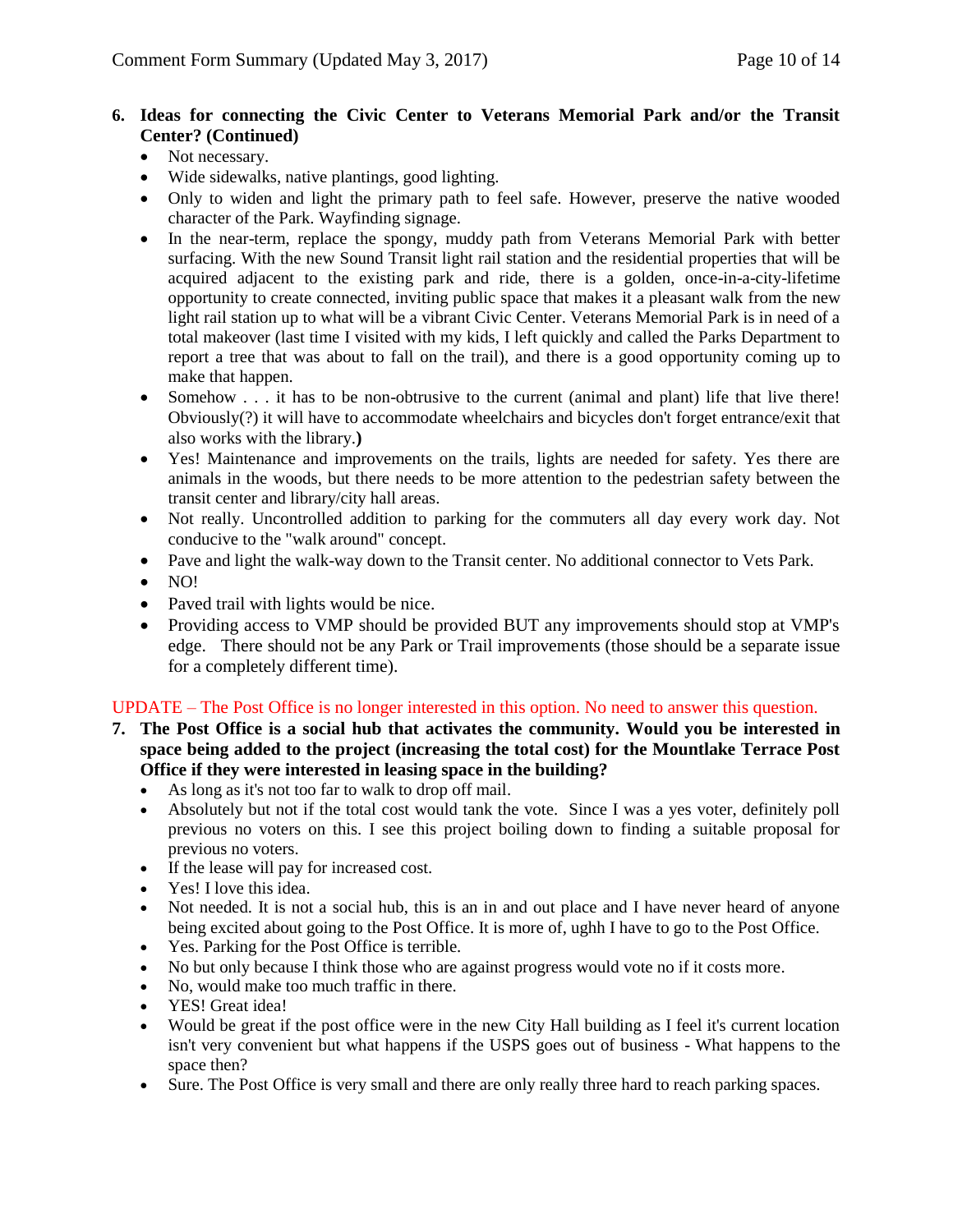6. **Ideas for connecting the Civic Center to Veterans Memorial Park and/or the Transit Center? (Continued)**
   - Not necessary.
   - Wide sidewalks, native plantings, good lighting.
   - Only to widen and light the primary path to feel safe. However, preserve the native wooded character of the Park. Wayfinding signage.
   - In the near-term, replace the spongy, muddy path from Veterans Memorial Park with better surfacing. With the new Sound Transit light rail station and the residential properties that will be acquired adjacent to the existing park and ride, there is a golden, once-in-a-city-lifetime opportunity to create connected, inviting public space that makes it a pleasant walk from the new light rail station up to what will be a vibrant Civic Center. Veterans Memorial Park is in need of a total makeover (last time I visited with my kids, I left quickly and called the Parks Department to report a tree that was about to fall on the trail), and there is a good opportunity coming up to make that happen.
   - Somehow . . . it has to be non-obtrusive to the current (animal and plant) life that live there! Obviously(?) it will have to accommodate wheelchairs and bicycles don't forget entrance/exit that also works with the library.**)**
   - Yes! Maintenance and improvements on the trails, lights are needed for safety. Yes there are animals in the woods, but there needs to be more attention to the pedestrian safety between the transit center and library/city hall areas.
   - Not really. Uncontrolled addition to parking for the commuters all day every work day. Not conducive to the "walk around" concept.
   - Pave and light the walk-way down to the Transit center. No additional connector to Vets Park.
   - NO!
   - Paved trail with lights would be nice.
   - Providing access to VMP should be provided BUT any improvements should stop at VMP's edge. There should not be any Park or Trail improvements (those should be a separate issue for a completely different time).

UPDATE – The Post Office is no longer interested in this option. No need to answer this question.

7. **The Post Office is a social hub that activates the community. Would you be interested in space being added to the project (increasing the total cost) for the Mountlake Terrace Post Office if they were interested in leasing space in the building?**
   - As long as it's not too far to walk to drop off mail.
   - Absolutely but not if the total cost would tank the vote. Since I was a yes voter, definitely poll previous no voters on this. I see this project boiling down to finding a suitable proposal for previous no voters.
   - If the lease will pay for increased cost.
   - Yes! I love this idea.
   - Not needed. It is not a social hub, this is an in and out place and I have never heard of anyone being excited about going to the Post Office. It is more of, ughh I have to go to the Post Office.
   - Yes. Parking for the Post Office is terrible.
   - No but only because I think those who are against progress would vote no if it costs more.
   - No, would make too much traffic in there.
   - YES! Great idea!
   - Would be great if the post office were in the new City Hall building as I feel it's current location isn't very convenient but what happens if the USPS goes out of business - What happens to the space then?
   - Sure. The Post Office is very small and there are only really three hard to reach parking spaces.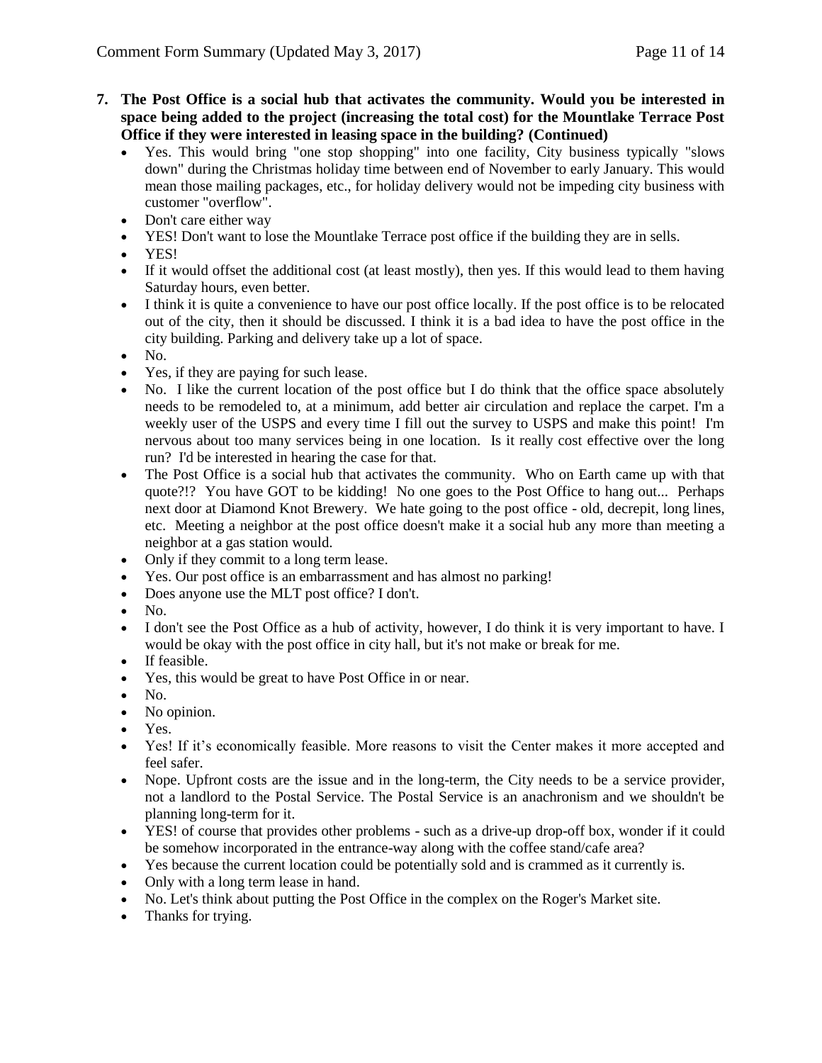**7. The Post Office is a social hub that activates the community. Would you be interested in space being added to the project (increasing the total cost) for the Mountlake Terrace Post Office if they were interested in leasing space in the building? (Continued)**

- Yes. This would bring "one stop shopping" into one facility, City business typically "slows down" during the Christmas holiday time between end of November to early January. This would mean those mailing packages, etc., for holiday delivery would not be impeding city business with customer "overflow".
- Don't care either way
- YES! Don't want to lose the Mountlake Terrace post office if the building they are in sells.
- YES!
- If it would offset the additional cost (at least mostly), then yes. If this would lead to them having Saturday hours, even better.
- I think it is quite a convenience to have our post office locally. If the post office is to be relocated out of the city, then it should be discussed. I think it is a bad idea to have the post office in the city building. Parking and delivery take up a lot of space.
- No.
- Yes, if they are paying for such lease.
- No. I like the current location of the post office but I do think that the office space absolutely needs to be remodeled to, at a minimum, add better air circulation and replace the carpet. I'm a weekly user of the USPS and every time I fill out the survey to USPS and make this point! I'm nervous about too many services being in one location. Is it really cost effective over the long run? I'd be interested in hearing the case for that.
- The Post Office is a social hub that activates the community. Who on Earth came up with that quote?!? You have GOT to be kidding! No one goes to the Post Office to hang out... Perhaps next door at Diamond Knot Brewery. We hate going to the post office - old, decrepit, long lines, etc. Meeting a neighbor at the post office doesn't make it a social hub any more than meeting a neighbor at a gas station would.
- Only if they commit to a long term lease.
- Yes. Our post office is an embarrassment and has almost no parking!
- Does anyone use the MLT post office? I don't.
- No.
- I don't see the Post Office as a hub of activity, however, I do think it is very important to have. I would be okay with the post office in city hall, but it's not make or break for me.
- If feasible.
- Yes, this would be great to have Post Office in or near.
- No.
- No opinion.
- Yes.
- Yes! If it's economically feasible. More reasons to visit the Center makes it more accepted and feel safer.
- Nope. Upfront costs are the issue and in the long-term, the City needs to be a service provider, not a landlord to the Postal Service. The Postal Service is an anachronism and we shouldn't be planning long-term for it.
- YES! of course that provides other problems - such as a drive-up drop-off box, wonder if it could be somehow incorporated in the entrance-way along with the coffee stand/cafe area?
- Yes because the current location could be potentially sold and is crammed as it currently is.
- Only with a long term lease in hand.
- No. Let's think about putting the Post Office in the complex on the Roger's Market site.
- Thanks for trying.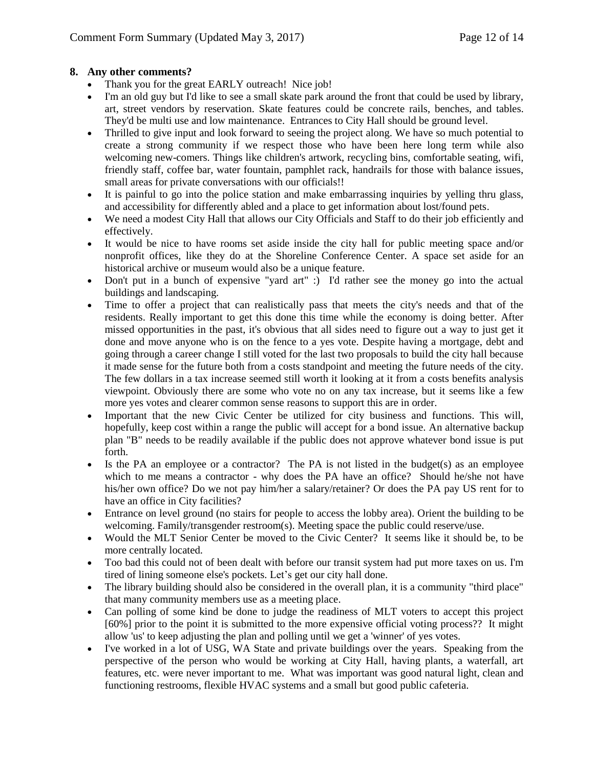**8. Any other comments?**

- Thank you for the great EARLY outreach! Nice job!
- I'm an old guy but I'd like to see a small skate park around the front that could be used by library, art, street vendors by reservation. Skate features could be concrete rails, benches, and tables. They'd be multi use and low maintenance. Entrances to City Hall should be ground level.
- Thrilled to give input and look forward to seeing the project along. We have so much potential to create a strong community if we respect those who have been here long term while also welcoming new-comers. Things like children's artwork, recycling bins, comfortable seating, wifi, friendly staff, coffee bar, water fountain, pamphlet rack, handrails for those with balance issues, small areas for private conversations with our officials!!
- It is painful to go into the police station and make embarrassing inquiries by yelling thru glass, and accessibility for differently abled and a place to get information about lost/found pets.
- We need a modest City Hall that allows our City Officials and Staff to do their job efficiently and effectively.
- It would be nice to have rooms set aside inside the city hall for public meeting space and/or nonprofit offices, like they do at the Shoreline Conference Center. A space set aside for an historical archive or museum would also be a unique feature.
- Don't put in a bunch of expensive "yard art" :) I'd rather see the money go into the actual buildings and landscaping.
- Time to offer a project that can realistically pass that meets the city's needs and that of the residents. Really important to get this done this time while the economy is doing better. After missed opportunities in the past, it's obvious that all sides need to figure out a way to just get it done and move anyone who is on the fence to a yes vote. Despite having a mortgage, debt and going through a career change I still voted for the last two proposals to build the city hall because it made sense for the future both from a costs standpoint and meeting the future needs of the city. The few dollars in a tax increase seemed still worth it looking at it from a costs benefits analysis viewpoint. Obviously there are some who vote no on any tax increase, but it seems like a few more yes votes and clearer common sense reasons to support this are in order.
- Important that the new Civic Center be utilized for city business and functions. This will, hopefully, keep cost within a range the public will accept for a bond issue. An alternative backup plan "B" needs to be readily available if the public does not approve whatever bond issue is put forth.
- Is the PA an employee or a contractor? The PA is not listed in the budget(s) as an employee which to me means a contractor - why does the PA have an office? Should he/she not have his/her own office? Do we not pay him/her a salary/retainer? Or does the PA pay US rent for to have an office in City facilities?
- Entrance on level ground (no stairs for people to access the lobby area). Orient the building to be welcoming. Family/transgender restroom(s). Meeting space the public could reserve/use.
- Would the MLT Senior Center be moved to the Civic Center? It seems like it should be, to be more centrally located.
- Too bad this could not of been dealt with before our transit system had put more taxes on us. I'm tired of lining someone else's pockets. Let's get our city hall done.
- The library building should also be considered in the overall plan, it is a community "third place" that many community members use as a meeting place.
- Can polling of some kind be done to judge the readiness of MLT voters to accept this project [60%] prior to the point it is submitted to the more expensive official voting process?? It might allow 'us' to keep adjusting the plan and polling until we get a 'winner' of yes votes.
- I've worked in a lot of USG, WA State and private buildings over the years. Speaking from the perspective of the person who would be working at City Hall, having plants, a waterfall, art features, etc. were never important to me. What was important was good natural light, clean and functioning restrooms, flexible HVAC systems and a small but good public cafeteria.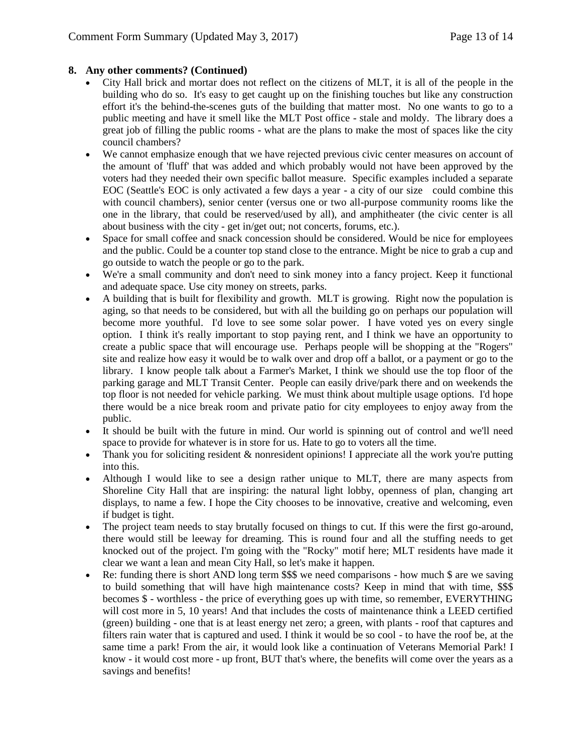**8. Any other comments? (Continued)**

- City Hall brick and mortar does not reflect on the citizens of MLT, it is all of the people in the building who do so. It's easy to get caught up on the finishing touches but like any construction effort it's the behind-the-scenes guts of the building that matter most. No one wants to go to a public meeting and have it smell like the MLT Post office - stale and moldy. The library does a great job of filling the public rooms - what are the plans to make the most of spaces like the city council chambers?
- We cannot emphasize enough that we have rejected previous civic center measures on account of the amount of 'fluff' that was added and which probably would not have been approved by the voters had they needed their own specific ballot measure. Specific examples included a separate EOC (Seattle's EOC is only activated a few days a year - a city of our size could combine this with council chambers), senior center (versus one or two all-purpose community rooms like the one in the library, that could be reserved/used by all), and amphitheater (the civic center is all about business with the city - get in/get out; not concerts, forums, etc.).
- Space for small coffee and snack concession should be considered. Would be nice for employees and the public. Could be a counter top stand close to the entrance. Might be nice to grab a cup and go outside to watch the people or go to the park.
- We're a small community and don't need to sink money into a fancy project. Keep it functional and adequate space. Use city money on streets, parks.
- A building that is built for flexibility and growth. MLT is growing. Right now the population is aging, so that needs to be considered, but with all the building go on perhaps our population will become more youthful. I'd love to see some solar power. I have voted yes on every single option. I think it's really important to stop paying rent, and I think we have an opportunity to create a public space that will encourage use. Perhaps people will be shopping at the "Rogers" site and realize how easy it would be to walk over and drop off a ballot, or a payment or go to the library. I know people talk about a Farmer's Market, I think we should use the top floor of the parking garage and MLT Transit Center. People can easily drive/park there and on weekends the top floor is not needed for vehicle parking. We must think about multiple usage options. I'd hope there would be a nice break room and private patio for city employees to enjoy away from the public.
- It should be built with the future in mind. Our world is spinning out of control and we'll need space to provide for whatever is in store for us. Hate to go to voters all the time.
- Thank you for soliciting resident & nonresident opinions! I appreciate all the work you're putting into this.
- Although I would like to see a design rather unique to MLT, there are many aspects from Shoreline City Hall that are inspiring: the natural light lobby, openness of plan, changing art displays, to name a few. I hope the City chooses to be innovative, creative and welcoming, even if budget is tight.
- The project team needs to stay brutally focused on things to cut. If this were the first go-around, there would still be leeway for dreaming. This is round four and all the stuffing needs to get knocked out of the project. I'm going with the "Rocky" motif here; MLT residents have made it clear we want a lean and mean City Hall, so let's make it happen.
- Re: funding there is short AND long term $$$ we need comparisons - how much $ are we saving to build something that will have high maintenance costs? Keep in mind that with time, $$$ becomes $ - worthless - the price of everything goes up with time, so remember, EVERYTHING will cost more in 5, 10 years! And that includes the costs of maintenance think a LEED certified (green) building - one that is at least energy net zero; a green, with plants - roof that captures and filters rain water that is captured and used. I think it would be so cool - to have the roof be, at the same time a park! From the air, it would look like a continuation of Veterans Memorial Park! I know - it would cost more - up front, BUT that's where, the benefits will come over the years as a savings and benefits!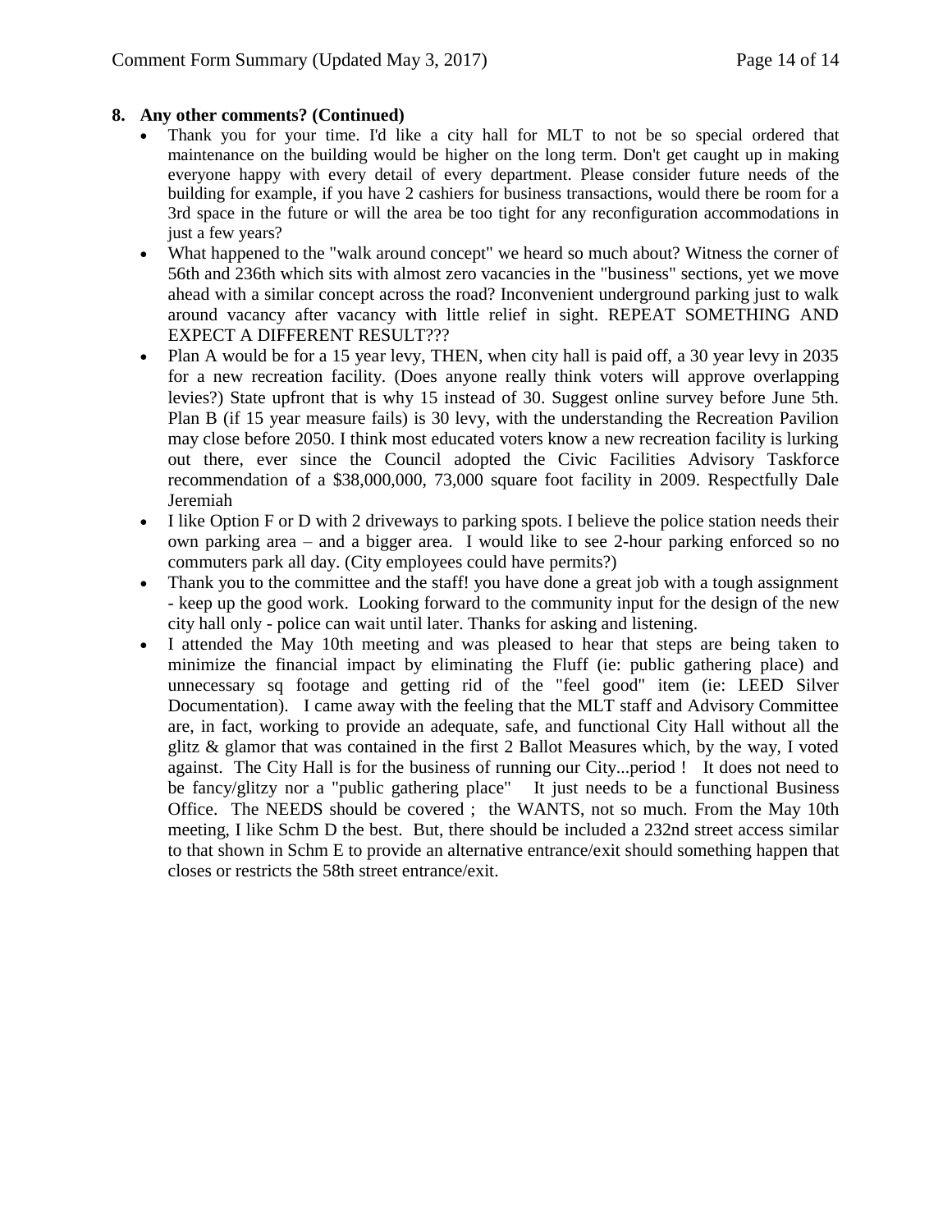**8. Any other comments? (Continued)**

- Thank you for your time. I'd like a city hall for MLT to not be so special ordered that maintenance on the building would be higher on the long term. Don't get caught up in making everyone happy with every detail of every department. Please consider future needs of the building for example, if you have 2 cashiers for business transactions, would there be room for a 3rd space in the future or will the area be too tight for any reconfiguration accommodations in just a few years?
- What happened to the "walk around concept" we heard so much about? Witness the corner of 56th and 236th which sits with almost zero vacancies in the "business" sections, yet we move ahead with a similar concept across the road? Inconvenient underground parking just to walk around vacancy after vacancy with little relief in sight. REPEAT SOMETHING AND EXPECT A DIFFERENT RESULT???
- Plan A would be for a 15 year levy, THEN, when city hall is paid off, a 30 year levy in 2035 for a new recreation facility. (Does anyone really think voters will approve overlapping levies?) State upfront that is why 15 instead of 30. Suggest online survey before June 5th. Plan B (if 15 year measure fails) is 30 levy, with the understanding the Recreation Pavilion may close before 2050. I think most educated voters know a new recreation facility is lurking out there, ever since the Council adopted the Civic Facilities Advisory Taskforce recommendation of a $38,000,000, 73,000 square foot facility in 2009. Respectfully Dale Jeremiah
- I like Option F or D with 2 driveways to parking spots. I believe the police station needs their own parking area – and a bigger area. I would like to see 2-hour parking enforced so no commuters park all day. (City employees could have permits?)
- Thank you to the committee and the staff! you have done a great job with a tough assignment - keep up the good work. Looking forward to the community input for the design of the new city hall only - police can wait until later. Thanks for asking and listening.
- I attended the May 10th meeting and was pleased to hear that steps are being taken to minimize the financial impact by eliminating the Fluff (ie: public gathering place) and unnecessary sq footage and getting rid of the "feel good" item (ie: LEED Silver Documentation). I came away with the feeling that the MLT staff and Advisory Committee are, in fact, working to provide an adequate, safe, and functional City Hall without all the glitz & glamor that was contained in the first 2 Ballot Measures which, by the way, I voted against. The City Hall is for the business of running our City...period ! It does not need to be fancy/glitzy nor a "public gathering place" It just needs to be a functional Business Office. The NEEDS should be covered ; the WANTS, not so much. From the May 10th meeting, I like Schm D the best. But, there should be included a 232nd street access similar to that shown in Schm E to provide an alternative entrance/exit should something happen that closes or restricts the 58th street entrance/exit.